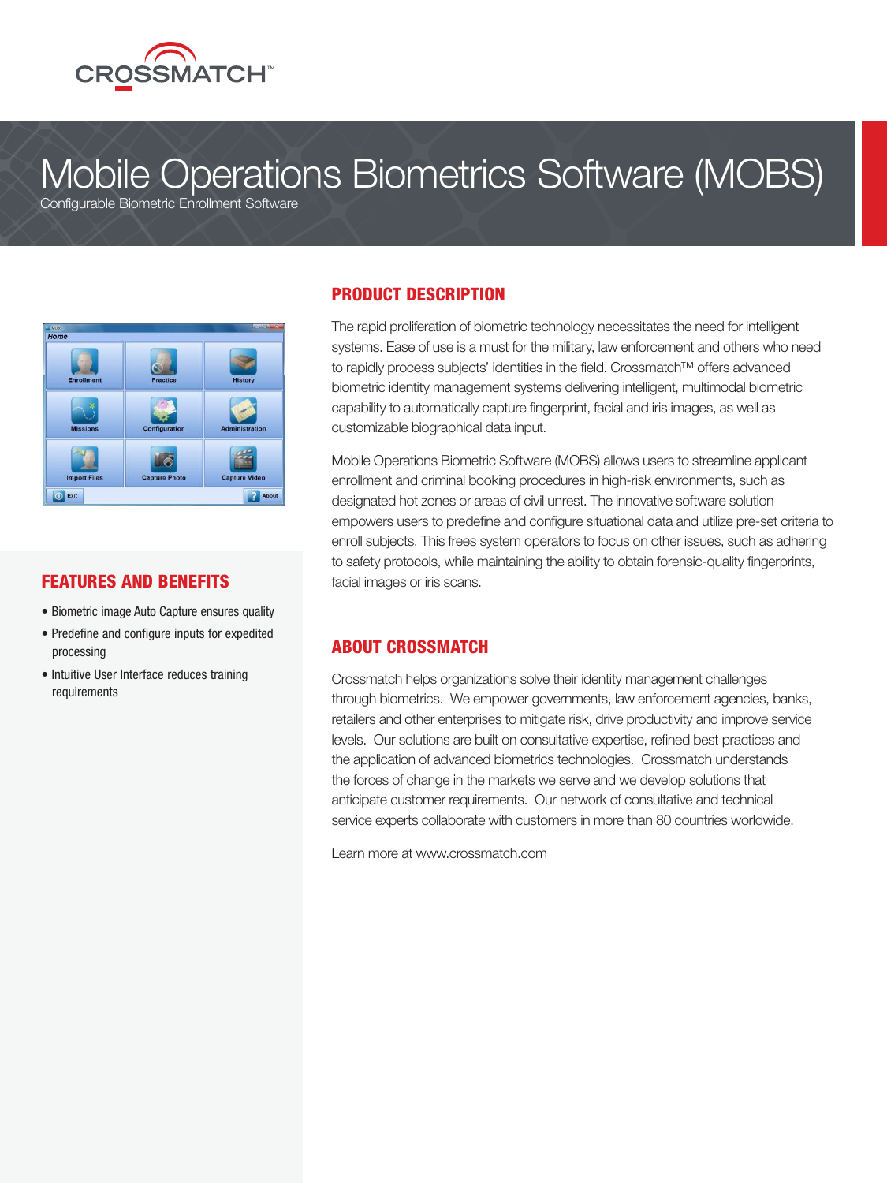CROSSMATCH™

# Mobile Operations Biometrics Software (MOBS)

Configurable Biometric Enrollment Software

## PRODUCT DESCRIPTION

The rapid proliferation of biometric technology necessitates the need for intelligent systems. Ease of use is a must for the military, law enforcement and others who need to rapidly process subjects' identities in the field. Crossmatch™ offers advanced biometric identity management systems delivering intelligent, multimodal biometric capability to automatically capture fingerprint, facial and iris images, as well as customizable biographical data input.

Mobile Operations Biometric Software (MOBS) allows users to streamline applicant enrollment and criminal booking procedures in high-risk environments, such as designated hot zones or areas of civil unrest. The innovative software solution empowers users to predefine and configure situational data and utilize pre-set criteria to enroll subjects. This frees system operators to focus on other issues, such as adhering to safety protocols, while maintaining the ability to obtain forensic-quality fingerprints, facial images or iris scans.

## FEATURES AND BENEFITS

- Biometric image Auto Capture ensures quality
- Predefine and configure inputs for expedited processing
- Intuitive User Interface reduces training requirements

## ABOUT CROSSMATCH

Crossmatch helps organizations solve their identity management challenges through biometrics. We empower governments, law enforcement agencies, banks, retailers and other enterprises to mitigate risk, drive productivity and improve service levels. Our solutions are built on consultative expertise, refined best practices and the application of advanced biometrics technologies. Crossmatch understands the forces of change in the markets we serve and we develop solutions that anticipate customer requirements. Our network of consultative and technical service experts collaborate with customers in more than 80 countries worldwide.

Learn more at www.crossmatch.com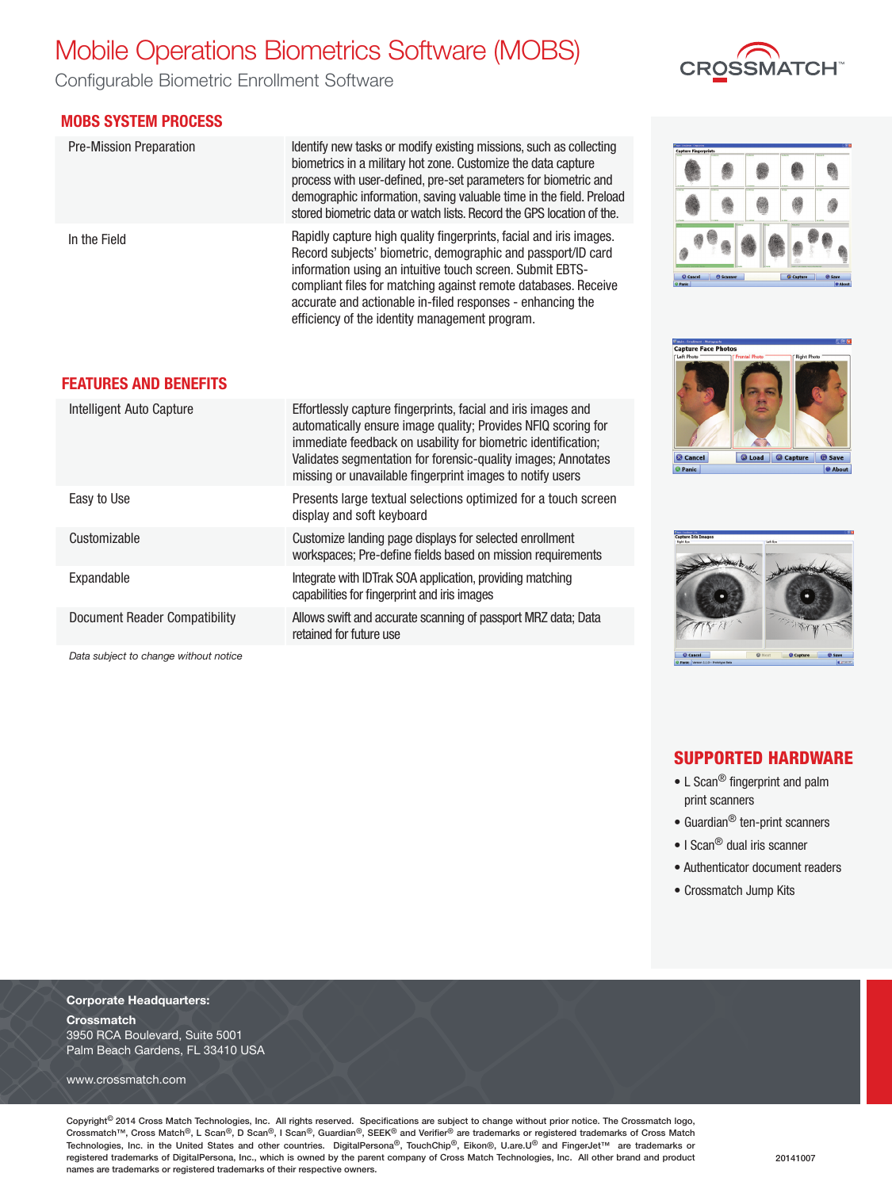# Mobile Operations Biometrics Software (MOBS)

Configurable Biometric Enrollment Software

## MOBS SYSTEM PROCESS

| | |
|---|---|
| Pre-Mission Preparation | Identify new tasks or modify existing missions, such as collecting biometrics in a military hot zone. Customize the data capture process with user-defined, pre-set parameters for biometric and demographic information, saving valuable time in the field. Preload stored biometric data or watch lists. Record the GPS location of the. |
| In the Field | Rapidly capture high quality fingerprints, facial and iris images. Record subjects' biometric, demographic and passport/ID card information using an intuitive touch screen. Submit EBTS-compliant files for matching against remote databases. Receive accurate and actionable in-filed responses - enhancing the efficiency of the identity management program. |

## FEATURES AND BENEFITS

| | |
|---|---|
| Intelligent Auto Capture | Effortlessly capture fingerprints, facial and iris images and automatically ensure image quality; Provides NFIQ scoring for immediate feedback on usability for biometric identification; Validates segmentation for forensic-quality images; Annotates missing or unavailable fingerprint images to notify users |
| Easy to Use | Presents large textual selections optimized for a touch screen display and soft keyboard |
| Customizable | Customize landing page displays for selected enrollment workspaces; Pre-define fields based on mission requirements |
| Expandable | Integrate with IDTrak SOA application, providing matching capabilities for fingerprint and iris images |
| Document Reader Compatibility | Allows swift and accurate scanning of passport MRZ data; Data retained for future use |

*Data subject to change without notice*

## SUPPORTED HARDWARE

- L Scan® fingerprint and palm print scanners
- Guardian® ten-print scanners
- I Scan® dual iris scanner
- Authenticator document readers
- Crossmatch Jump Kits

**Corporate Headquarters:**

**Crossmatch**
3950 RCA Boulevard, Suite 5001
Palm Beach Gardens, FL 33410 USA

www.crossmatch.com

Copyright© 2014 Cross Match Technologies, Inc. All rights reserved. Specifications are subject to change without prior notice. The Crossmatch logo, Crossmatch™, Cross Match®, L Scan®, D Scan®, I Scan®, Guardian®, SEEK® and Verifier® are trademarks or registered trademarks of Cross Match Technologies, Inc. in the United States and other countries. DigitalPersona®, TouchChip®, Eikon®, U.are.U® and FingerJet™ are trademarks or registered trademarks of DigitalPersona, Inc., which is owned by the parent company of Cross Match Technologies, Inc. All other brand and product names are trademarks or registered trademarks of their respective owners.

20141007